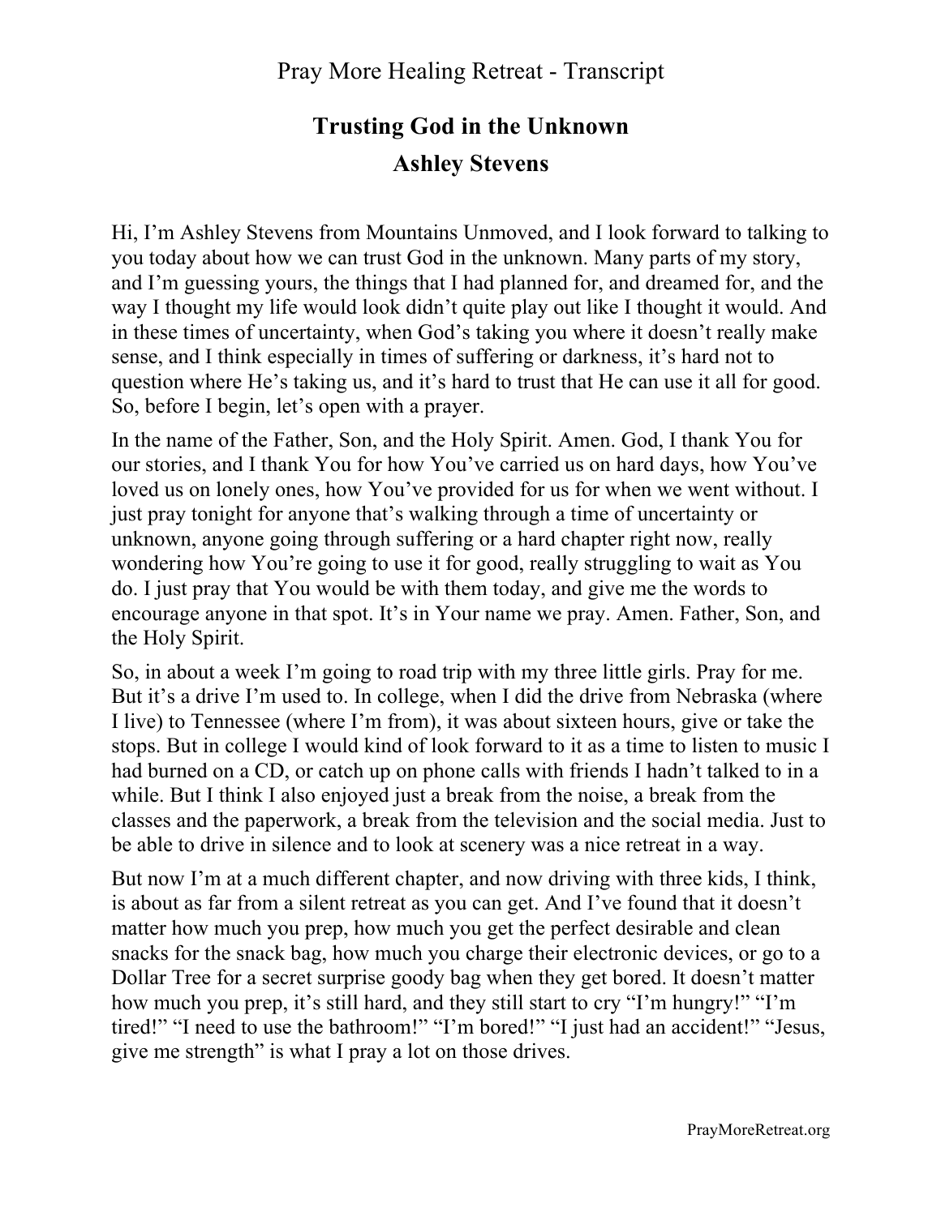Pray More Healing Retreat - Transcript

# Trusting God in the Unknown

## Ashley Stevens

Hi, I'm Ashley Stevens from Mountains Unmoved, and I look forward to talking to you today about how we can trust God in the unknown. Many parts of my story, and I'm guessing yours, the things that I had planned for, and dreamed for, and the way I thought my life would look didn't quite play out like I thought it would. And in these times of uncertainty, when God's taking you where it doesn't really make sense, and I think especially in times of suffering or darkness, it's hard not to question where He's taking us, and it's hard to trust that He can use it all for good. So, before I begin, let's open with a prayer.

In the name of the Father, Son, and the Holy Spirit. Amen. God, I thank You for our stories, and I thank You for how You've carried us on hard days, how You've loved us on lonely ones, how You've provided for us for when we went without. I just pray tonight for anyone that's walking through a time of uncertainty or unknown, anyone going through suffering or a hard chapter right now, really wondering how You're going to use it for good, really struggling to wait as You do. I just pray that You would be with them today, and give me the words to encourage anyone in that spot. It's in Your name we pray. Amen. Father, Son, and the Holy Spirit.

So, in about a week I'm going to road trip with my three little girls. Pray for me. But it's a drive I'm used to. In college, when I did the drive from Nebraska (where I live) to Tennessee (where I'm from), it was about sixteen hours, give or take the stops. But in college I would kind of look forward to it as a time to listen to music I had burned on a CD, or catch up on phone calls with friends I hadn't talked to in a while. But I think I also enjoyed just a break from the noise, a break from the classes and the paperwork, a break from the television and the social media. Just to be able to drive in silence and to look at scenery was a nice retreat in a way.

But now I'm at a much different chapter, and now driving with three kids, I think, is about as far from a silent retreat as you can get. And I've found that it doesn't matter how much you prep, how much you get the perfect desirable and clean snacks for the snack bag, how much you charge their electronic devices, or go to a Dollar Tree for a secret surprise goody bag when they get bored. It doesn't matter how much you prep, it's still hard, and they still start to cry "I'm hungry!" "I'm tired!" "I need to use the bathroom!" "I'm bored!" "I just had an accident!" "Jesus, give me strength" is what I pray a lot on those drives.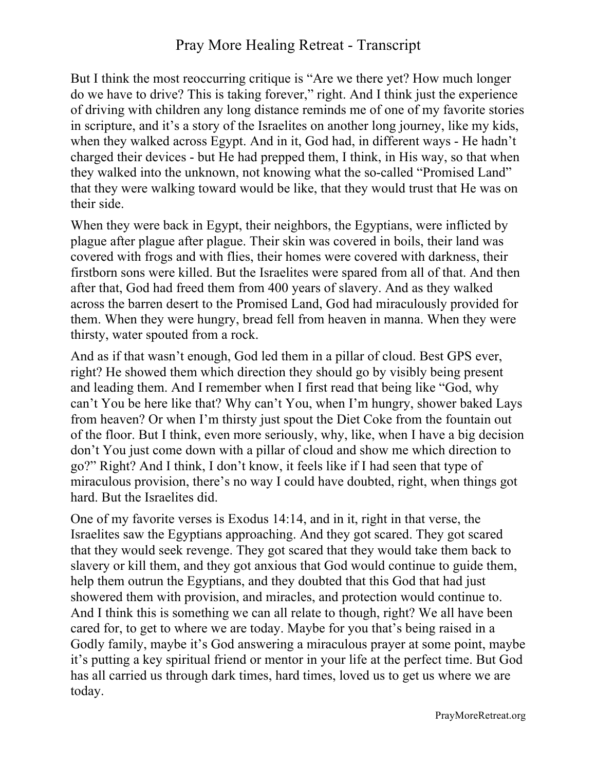But I think the most reoccurring critique is "Are we there yet? How much longer do we have to drive? This is taking forever," right. And I think just the experience of driving with children any long distance reminds me of one of my favorite stories in scripture, and it's a story of the Israelites on another long journey, like my kids, when they walked across Egypt. And in it, God had, in different ways - He hadn't charged their devices - but He had prepped them, I think, in His way, so that when they walked into the unknown, not knowing what the so-called "Promised Land" that they were walking toward would be like, that they would trust that He was on their side.

When they were back in Egypt, their neighbors, the Egyptians, were inflicted by plague after plague after plague. Their skin was covered in boils, their land was covered with frogs and with flies, their homes were covered with darkness, their firstborn sons were killed. But the Israelites were spared from all of that. And then after that, God had freed them from 400 years of slavery. And as they walked across the barren desert to the Promised Land, God had miraculously provided for them. When they were hungry, bread fell from heaven in manna. When they were thirsty, water spouted from a rock.

And as if that wasn't enough, God led them in a pillar of cloud. Best GPS ever, right? He showed them which direction they should go by visibly being present and leading them. And I remember when I first read that being like "God, why can't You be here like that? Why can't You, when I'm hungry, shower baked Lays from heaven? Or when I'm thirsty just spout the Diet Coke from the fountain out of the floor. But I think, even more seriously, why, like, when I have a big decision don't You just come down with a pillar of cloud and show me which direction to go?" Right? And I think, I don't know, it feels like if I had seen that type of miraculous provision, there's no way I could have doubted, right, when things got hard. But the Israelites did.

One of my favorite verses is Exodus 14:14, and in it, right in that verse, the Israelites saw the Egyptians approaching. And they got scared. They got scared that they would seek revenge. They got scared that they would take them back to slavery or kill them, and they got anxious that God would continue to guide them, help them outrun the Egyptians, and they doubted that this God that had just showered them with provision, and miracles, and protection would continue to. And I think this is something we can all relate to though, right? We all have been cared for, to get to where we are today. Maybe for you that's being raised in a Godly family, maybe it's God answering a miraculous prayer at some point, maybe it's putting a key spiritual friend or mentor in your life at the perfect time. But God has all carried us through dark times, hard times, loved us to get us where we are today.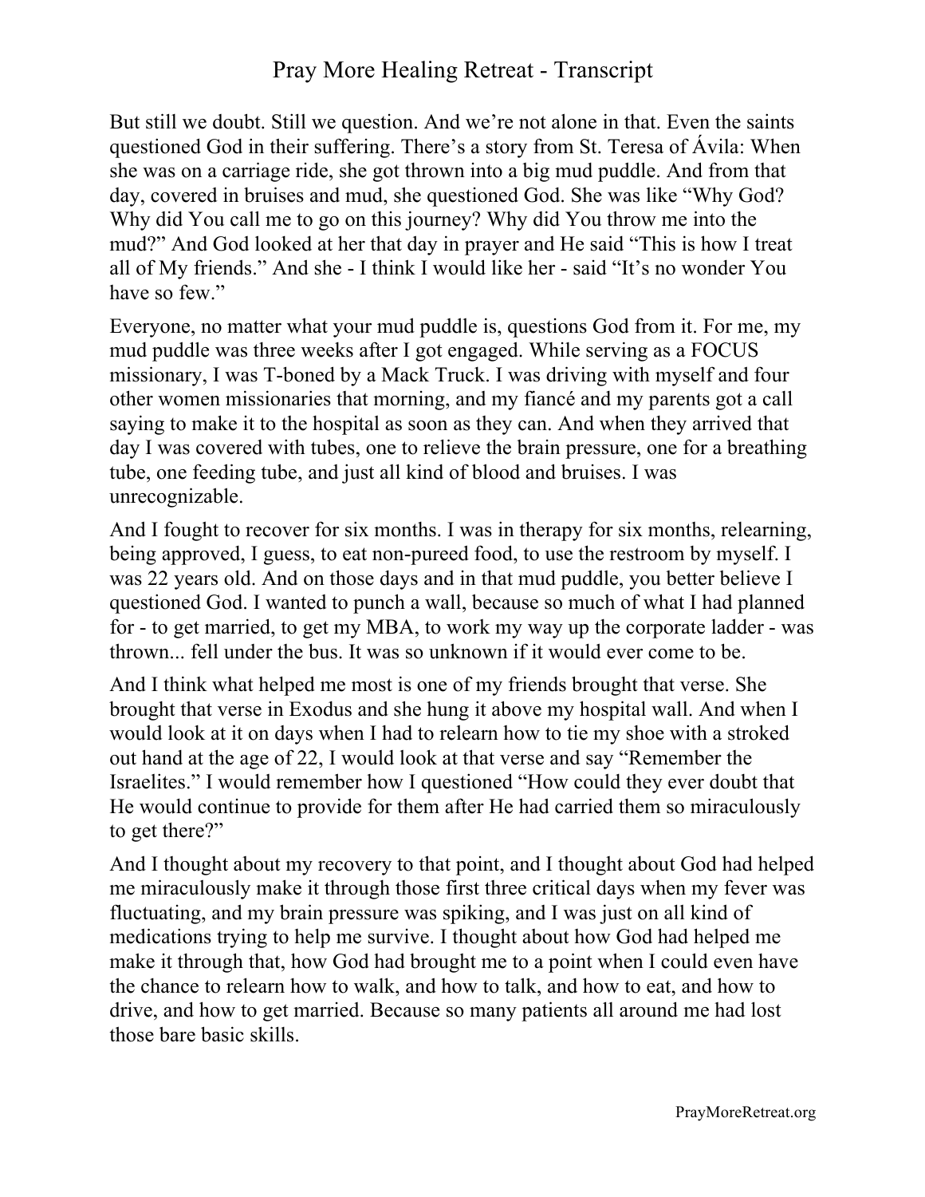But still we doubt. Still we question. And we're not alone in that. Even the saints questioned God in their suffering. There's a story from St. Teresa of Ávila: When she was on a carriage ride, she got thrown into a big mud puddle. And from that day, covered in bruises and mud, she questioned God. She was like "Why God? Why did You call me to go on this journey? Why did You throw me into the mud?" And God looked at her that day in prayer and He said "This is how I treat all of My friends." And she - I think I would like her - said "It's no wonder You have so few."

Everyone, no matter what your mud puddle is, questions God from it. For me, my mud puddle was three weeks after I got engaged. While serving as a FOCUS missionary, I was T-boned by a Mack Truck. I was driving with myself and four other women missionaries that morning, and my fiancé and my parents got a call saying to make it to the hospital as soon as they can. And when they arrived that day I was covered with tubes, one to relieve the brain pressure, one for a breathing tube, one feeding tube, and just all kind of blood and bruises. I was unrecognizable.

And I fought to recover for six months. I was in therapy for six months, relearning, being approved, I guess, to eat non-pureed food, to use the restroom by myself. I was 22 years old. And on those days and in that mud puddle, you better believe I questioned God. I wanted to punch a wall, because so much of what I had planned for - to get married, to get my MBA, to work my way up the corporate ladder - was thrown... fell under the bus. It was so unknown if it would ever come to be.

And I think what helped me most is one of my friends brought that verse. She brought that verse in Exodus and she hung it above my hospital wall. And when I would look at it on days when I had to relearn how to tie my shoe with a stroked out hand at the age of 22, I would look at that verse and say "Remember the Israelites." I would remember how I questioned "How could they ever doubt that He would continue to provide for them after He had carried them so miraculously to get there?"

And I thought about my recovery to that point, and I thought about God had helped me miraculously make it through those first three critical days when my fever was fluctuating, and my brain pressure was spiking, and I was just on all kind of medications trying to help me survive. I thought about how God had helped me make it through that, how God had brought me to a point when I could even have the chance to relearn how to walk, and how to talk, and how to eat, and how to drive, and how to get married. Because so many patients all around me had lost those bare basic skills.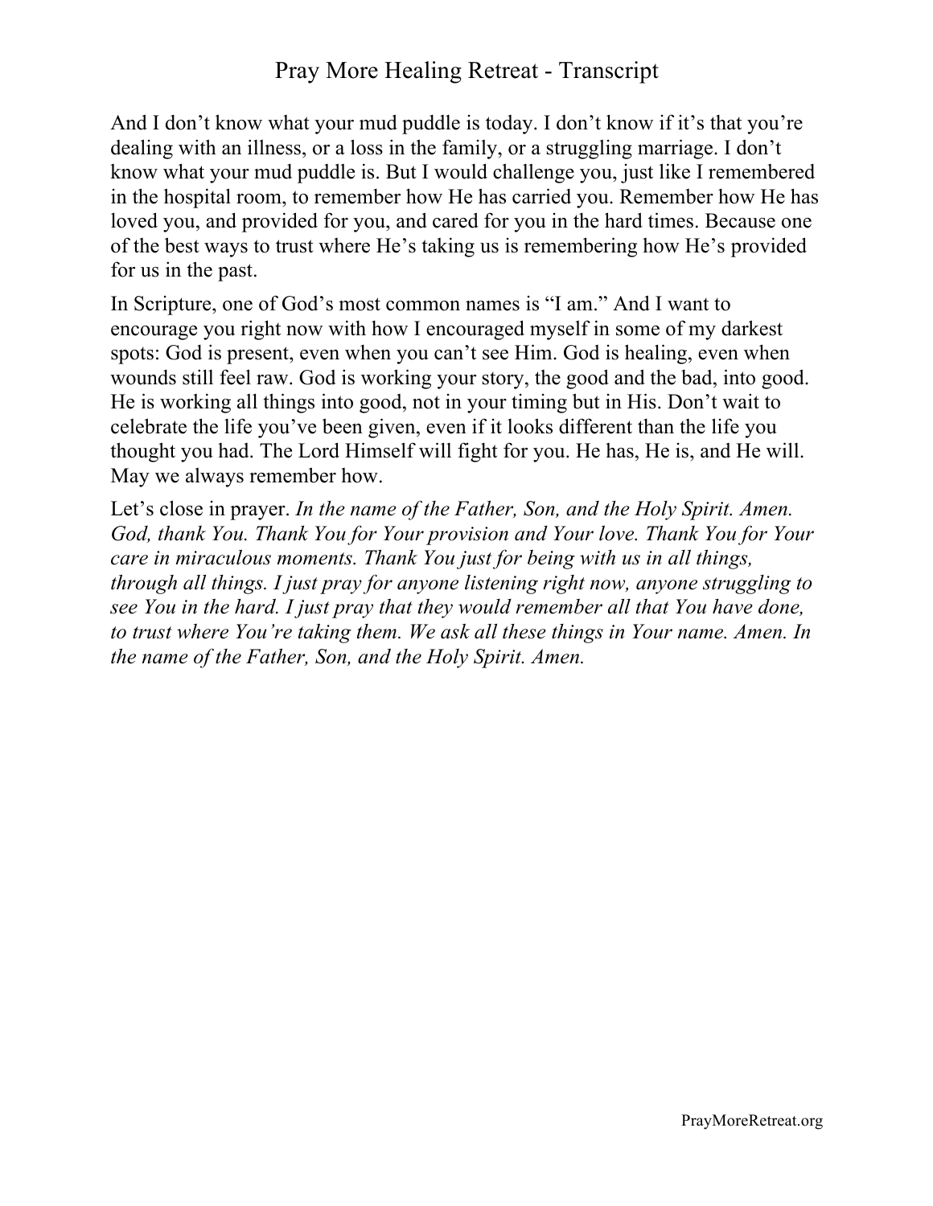And I don’t know what your mud puddle is today. I don’t know if it’s that you’re dealing with an illness, or a loss in the family, or a struggling marriage. I don’t know what your mud puddle is. But I would challenge you, just like I remembered in the hospital room, to remember how He has carried you. Remember how He has loved you, and provided for you, and cared for you in the hard times. Because one of the best ways to trust where He’s taking us is remembering how He’s provided for us in the past.

In Scripture, one of God’s most common names is “I am.” And I want to encourage you right now with how I encouraged myself in some of my darkest spots: God is present, even when you can’t see Him. God is healing, even when wounds still feel raw. God is working your story, the good and the bad, into good. He is working all things into good, not in your timing but in His. Don’t wait to celebrate the life you’ve been given, even if it looks different than the life you thought you had. The Lord Himself will fight for you. He has, He is, and He will. May we always remember how.

Let’s close in prayer. *In the name of the Father, Son, and the Holy Spirit. Amen. God, thank You. Thank You for Your provision and Your love. Thank You for Your care in miraculous moments. Thank You just for being with us in all things, through all things. I just pray for anyone listening right now, anyone struggling to see You in the hard. I just pray that they would remember all that You have done, to trust where You’re taking them. We ask all these things in Your name. Amen. In the name of the Father, Son, and the Holy Spirit. Amen.*